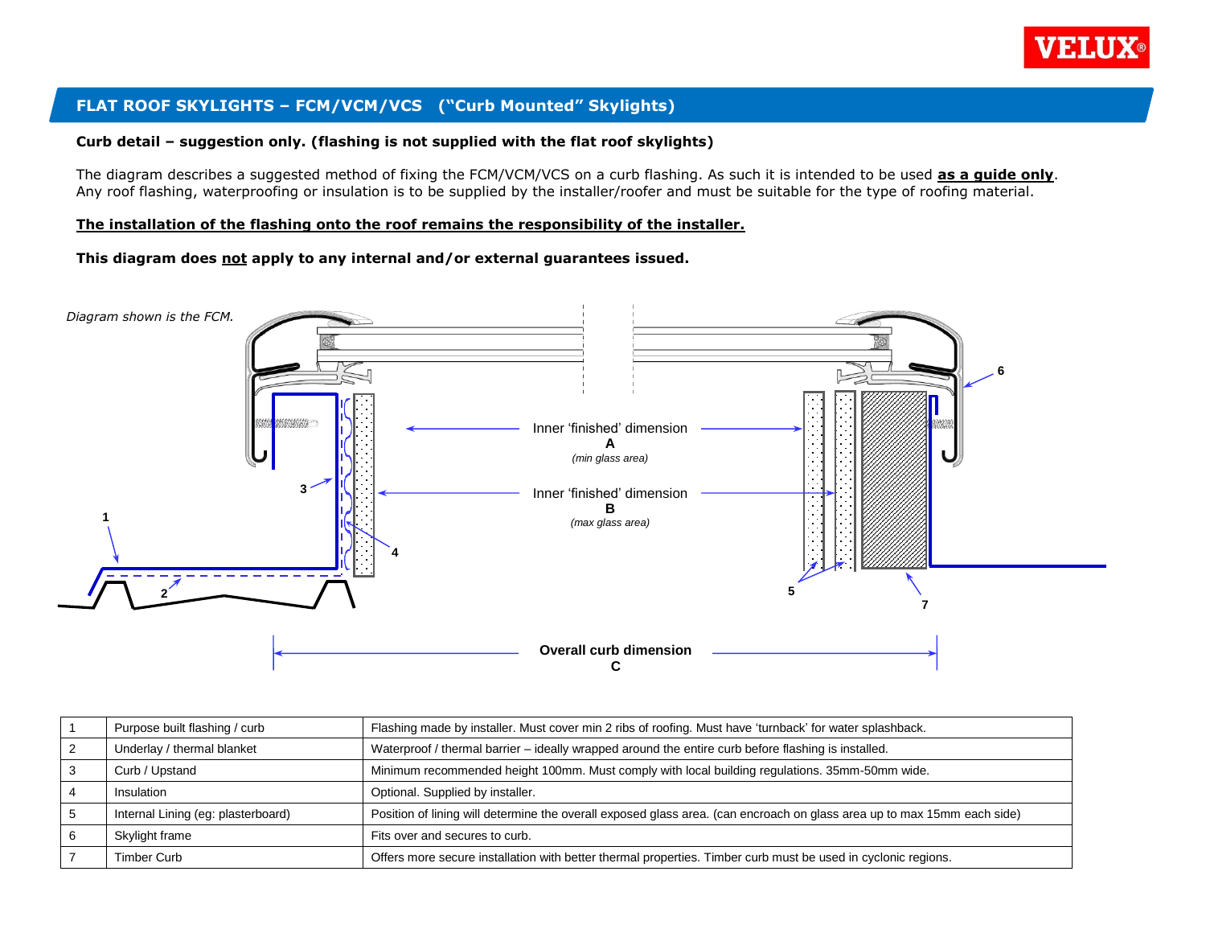## FLAT ROOF SKYLIGHTS – FCM/VCM/VCS ("Curb Mounted" Skylights)

**Curb detail – suggestion only. (flashing is not supplied with the flat roof skylights)**

The diagram describes a suggested method of fixing the FCM/VCM/VCS on a curb flashing. As such it is intended to be used **as a guide only**. Any roof flashing, waterproofing or insulation is to be supplied by the installer/roofer and must be suitable for the type of roofing material.

**The installation of the flashing onto the roof remains the responsibility of the installer.**

**This diagram does not apply to any internal and/or external guarantees issued.**

*Diagram shown is the FCM.*

Inner 'finished' dimension
**A**
*(min glass area)*

Inner 'finished' dimension
**B**
*(max glass area)*

**Overall curb dimension**
**C**

| 1 | Purpose built flashing / curb | Flashing made by installer. Must cover min 2 ribs of roofing. Must have 'turnback' for water splashback. |
|---|---|---|
| 2 | Underlay / thermal blanket | Waterproof / thermal barrier – ideally wrapped around the entire curb before flashing is installed. |
| 3 | Curb / Upstand | Minimum recommended height 100mm. Must comply with local building regulations. 35mm-50mm wide. |
| 4 | Insulation | Optional. Supplied by installer. |
| 5 | Internal Lining (eg: plasterboard) | Position of lining will determine the overall exposed glass area. (can encroach on glass area up to max 15mm each side) |
| 6 | Skylight frame | Fits over and secures to curb. |
| 7 | Timber Curb | Offers more secure installation with better thermal properties. Timber curb must be used in cyclonic regions. |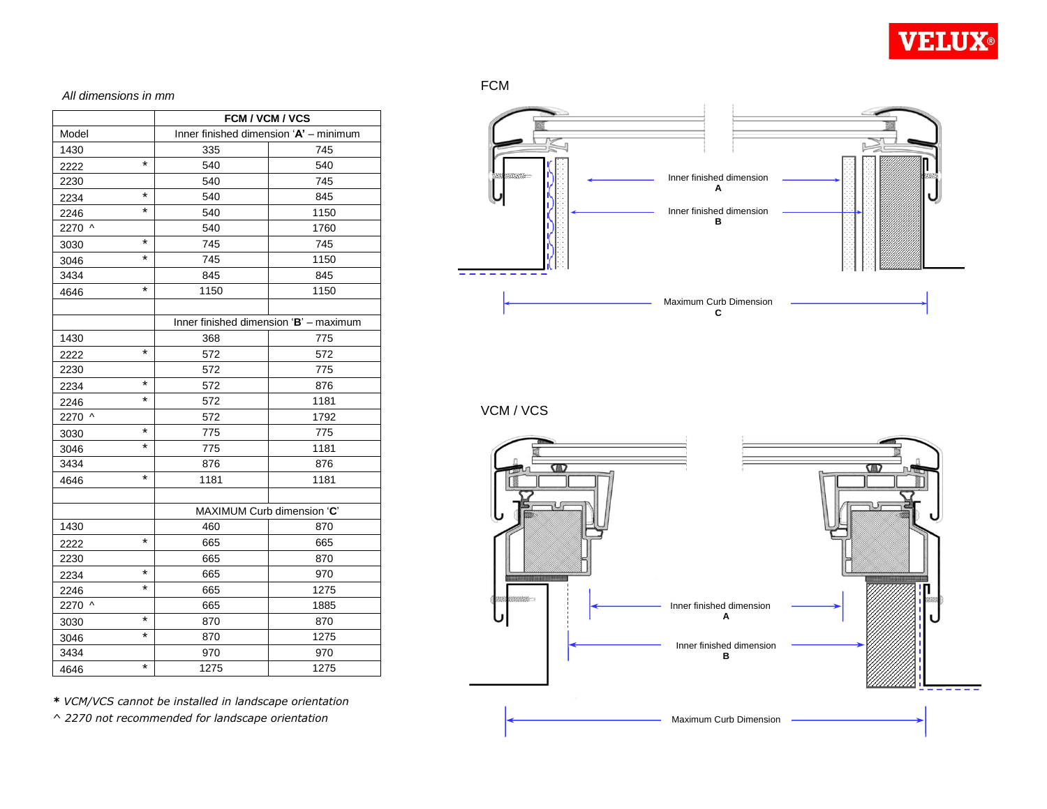*All dimensions in mm*

| Model | FCM / VCM / VCS | |
|---|---|---|
| | Inner finished dimension '**A**' – minimum | |
| 1430 | 335 | 745 |
| 2222 * | 540 | 540 |
| 2230 | 540 | 745 |
| 2234 * | 540 | 845 |
| 2246 * | 540 | 1150 |
| 2270 ^ | 540 | 1760 |
| 3030 * | 745 | 745 |
| 3046 * | 745 | 1150 |
| 3434 | 845 | 845 |
| 4646 * | 1150 | 1150 |
| | | |
| | Inner finished dimension '**B**' – maximum | |
| 1430 | 368 | 775 |
| 2222 * | 572 | 572 |
| 2230 | 572 | 775 |
| 2234 * | 572 | 876 |
| 2246 * | 572 | 1181 |
| 2270 ^ | 572 | 1792 |
| 3030 * | 775 | 775 |
| 3046 * | 775 | 1181 |
| 3434 | 876 | 876 |
| 4646 * | 1181 | 1181 |
| | | |
| | MAXIMUM Curb dimension '**C**' | |
| 1430 | 460 | 870 |
| 2222 * | 665 | 665 |
| 2230 | 665 | 870 |
| 2234 * | 665 | 970 |
| 2246 * | 665 | 1275 |
| 2270 ^ | 665 | 1885 |
| 3030 * | 870 | 870 |
| 3046 * | 870 | 1275 |
| 3434 | 970 | 970 |
| 4646 * | 1275 | 1275 |

**\*** *VCM/VCS cannot be installed in landscape orientation*
^ *2270 not recommended for landscape orientation*

FCM

Inner finished dimension **A**

Inner finished dimension **B**

Maximum Curb Dimension **C**

VCM / VCS

Inner finished dimension **A**

Inner finished dimension **B**

Maximum Curb Dimension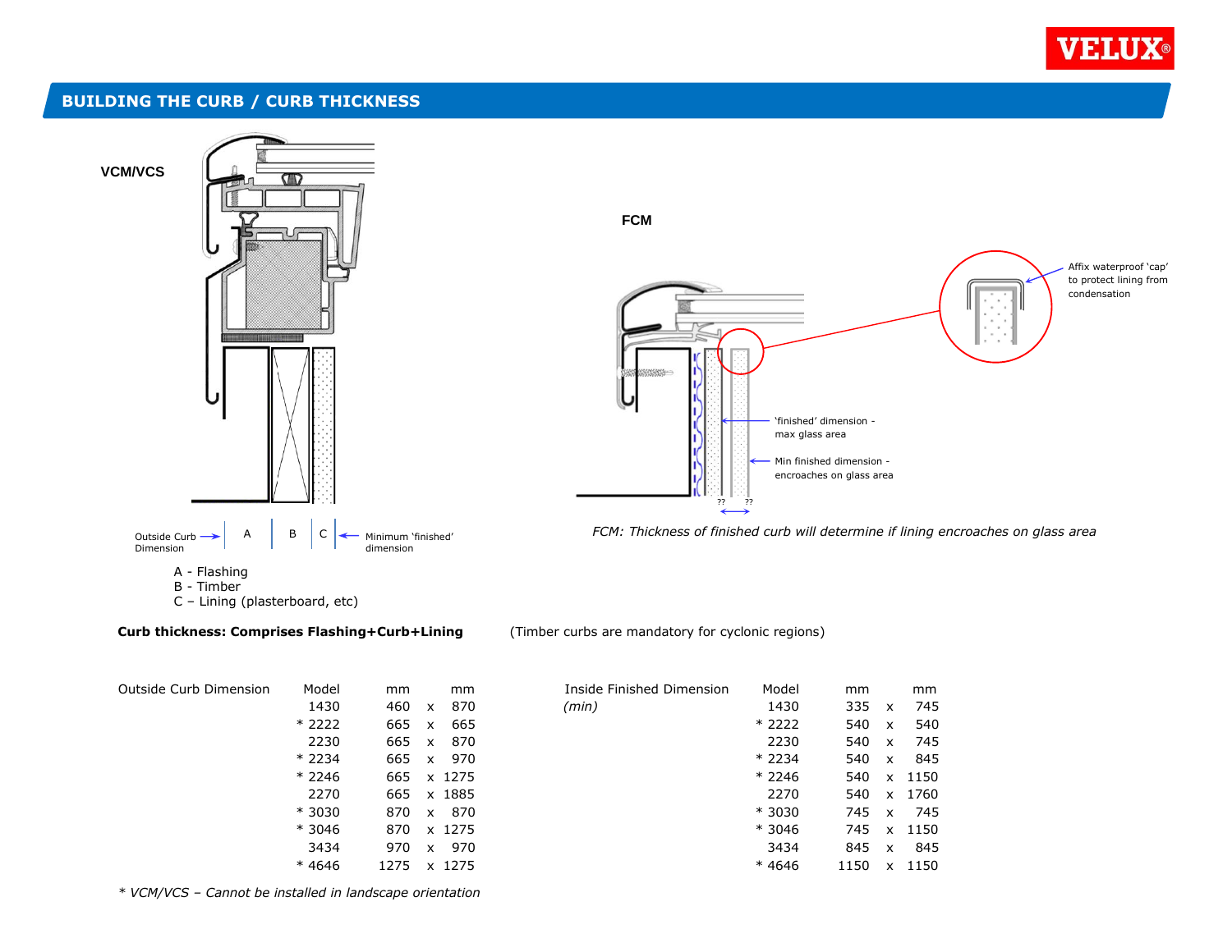## BUILDING THE CURB / CURB THICKNESS

**VCM/VCS**

Outside Curb Dimension → | A | B | C | ← Minimum 'finished' dimension

A - Flashing
B - Timber
C – Lining (plasterboard, etc)

**FCM**

Affix waterproof 'cap' to protect lining from condensation

'finished' dimension - max glass area

Min finished dimension - encroaches on glass area

*FCM: Thickness of finished curb will determine if lining encroaches on glass area*

**Curb thickness: Comprises Flashing+Curb+Lining** (Timber curbs are mandatory for cyclonic regions)

| Outside Curb Dimension | Model | mm | | mm |
|---|---|---|---|---|
| | 1430 | 460 | x | 870 |
| | * 2222 | 665 | x | 665 |
| | 2230 | 665 | x | 870 |
| | * 2234 | 665 | x | 970 |
| | * 2246 | 665 | x | 1275 |
| | 2270 | 665 | x | 1885 |
| | * 3030 | 870 | x | 870 |
| | * 3046 | 870 | x | 1275 |
| | 3434 | 970 | x | 970 |
| | * 4646 | 1275 | x | 1275 |

| Inside Finished Dimension *(min)* | Model | mm | | mm |
|---|---|---|---|---|
| | 1430 | 335 | x | 745 |
| | * 2222 | 540 | x | 540 |
| | 2230 | 540 | x | 745 |
| | * 2234 | 540 | x | 845 |
| | * 2246 | 540 | x | 1150 |
| | 2270 | 540 | x | 1760 |
| | * 3030 | 745 | x | 745 |
| | * 3046 | 745 | x | 1150 |
| | 3434 | 845 | x | 845 |
| | * 4646 | 1150 | x | 1150 |

*\* VCM/VCS – Cannot be installed in landscape orientation*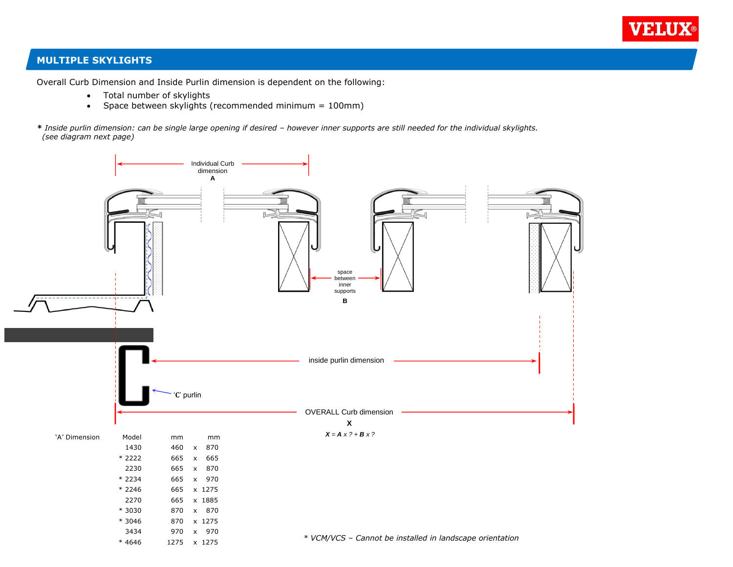## MULTIPLE SKYLIGHTS

Overall Curb Dimension and Inside Purlin dimension is dependent on the following:

- Total number of skylights
- Space between skylights (recommended minimum = 100mm)

**\*** *Inside purlin dimension: can be single large opening if desired – however inner supports are still needed for the individual skylights. (see diagram next page)*

Individual Curb dimension **A**

space between inner supports **B**

inside purlin dimension

'C' purlin

OVERALL Curb dimension **X**

***X*** = ***A*** *x ?* + ***B*** *x ?*

'A' Dimension

| Model | mm | | mm |
|---|---|---|---|
| 1430 | 460 | x | 870 |
| * 2222 | 665 | x | 665 |
| 2230 | 665 | x | 870 |
| * 2234 | 665 | x | 970 |
| * 2246 | 665 | x | 1275 |
| 2270 | 665 | x | 1885 |
| * 3030 | 870 | x | 870 |
| * 3046 | 870 | x | 1275 |
| 3434 | 970 | x | 970 |
| * 4646 | 1275 | x | 1275 |

*\* VCM/VCS – Cannot be installed in landscape orientation*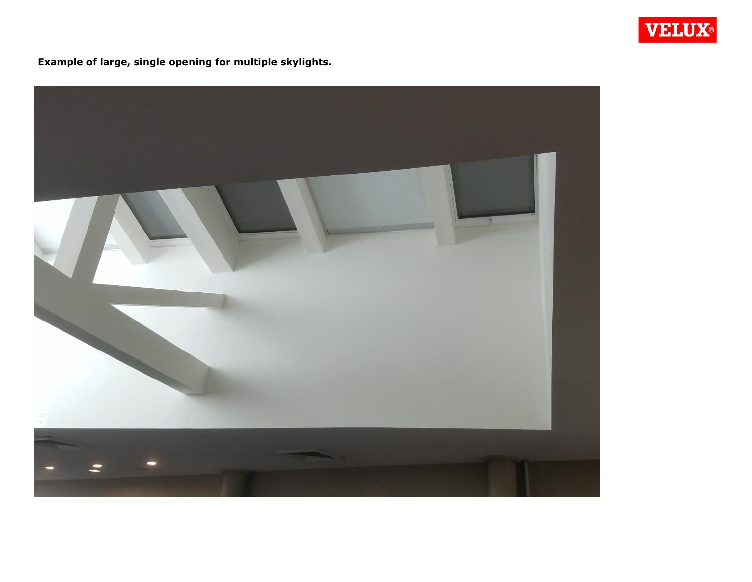**Example of large, single opening for multiple skylights.**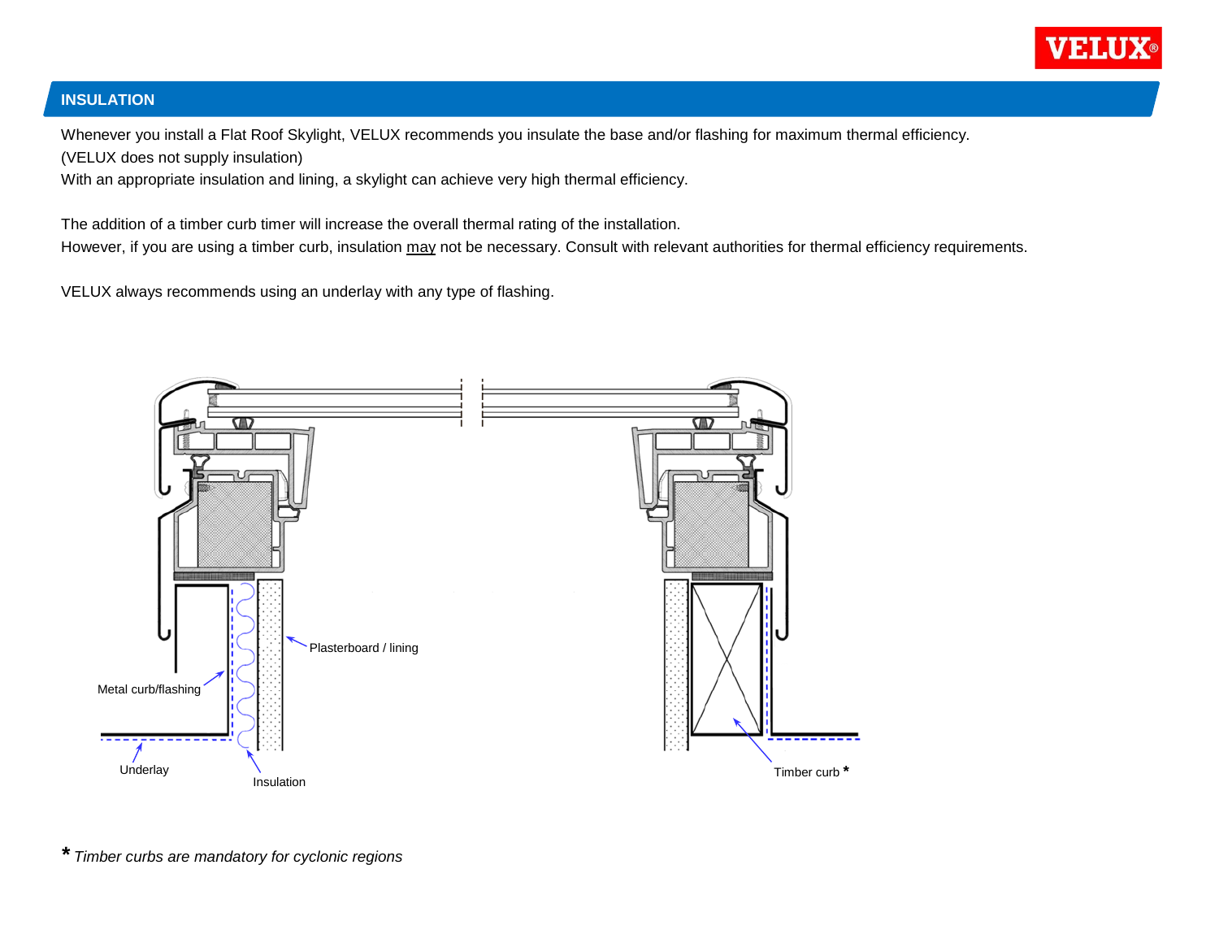## INSULATION

Whenever you install a Flat Roof Skylight, VELUX recommends you insulate the base and/or flashing for maximum thermal efficiency.
(VELUX does not supply insulation)
With an appropriate insulation and lining, a skylight can achieve very high thermal efficiency.

The addition of a timber curb timer will increase the overall thermal rating of the installation.
However, if you are using a timber curb, insulation may not be necessary. Consult with relevant authorities for thermal efficiency requirements.

VELUX always recommends using an underlay with any type of flashing.

Plasterboard / lining

Metal curb/flashing

Underlay

Insulation

Timber curb *

* *Timber curbs are mandatory for cyclonic regions*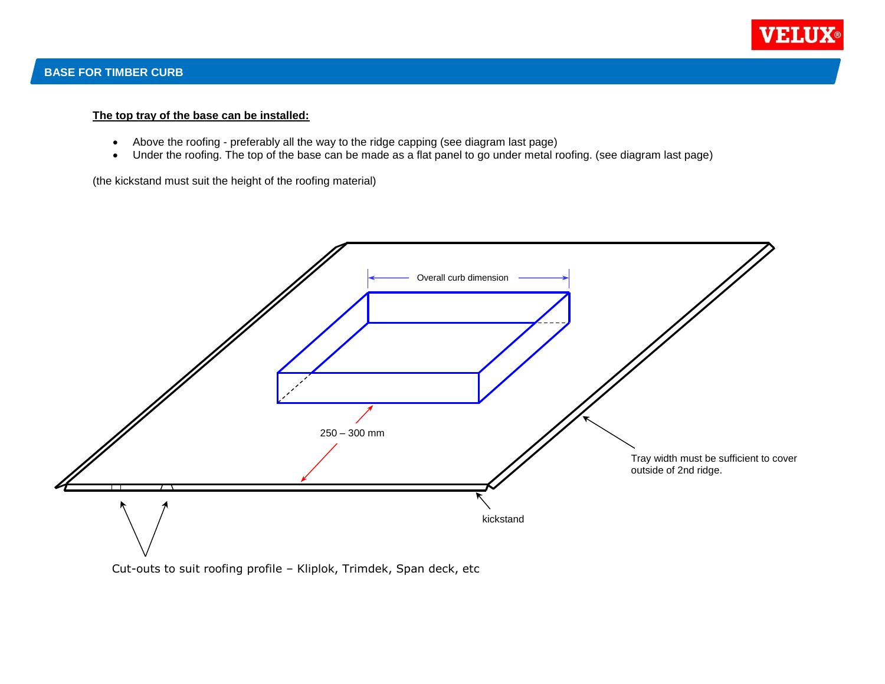## BASE FOR TIMBER CURB

**The top tray of the base can be installed:**

- Above the roofing - preferably all the way to the ridge capping (see diagram last page)
- Under the roofing. The top of the base can be made as a flat panel to go under metal roofing. (see diagram last page)

(the kickstand must suit the height of the roofing material)

Overall curb dimension

250 – 300 mm

Tray width must be sufficient to cover outside of 2nd ridge.

kickstand

Cut-outs to suit roofing profile – Kliplok, Trimdek, Span deck, etc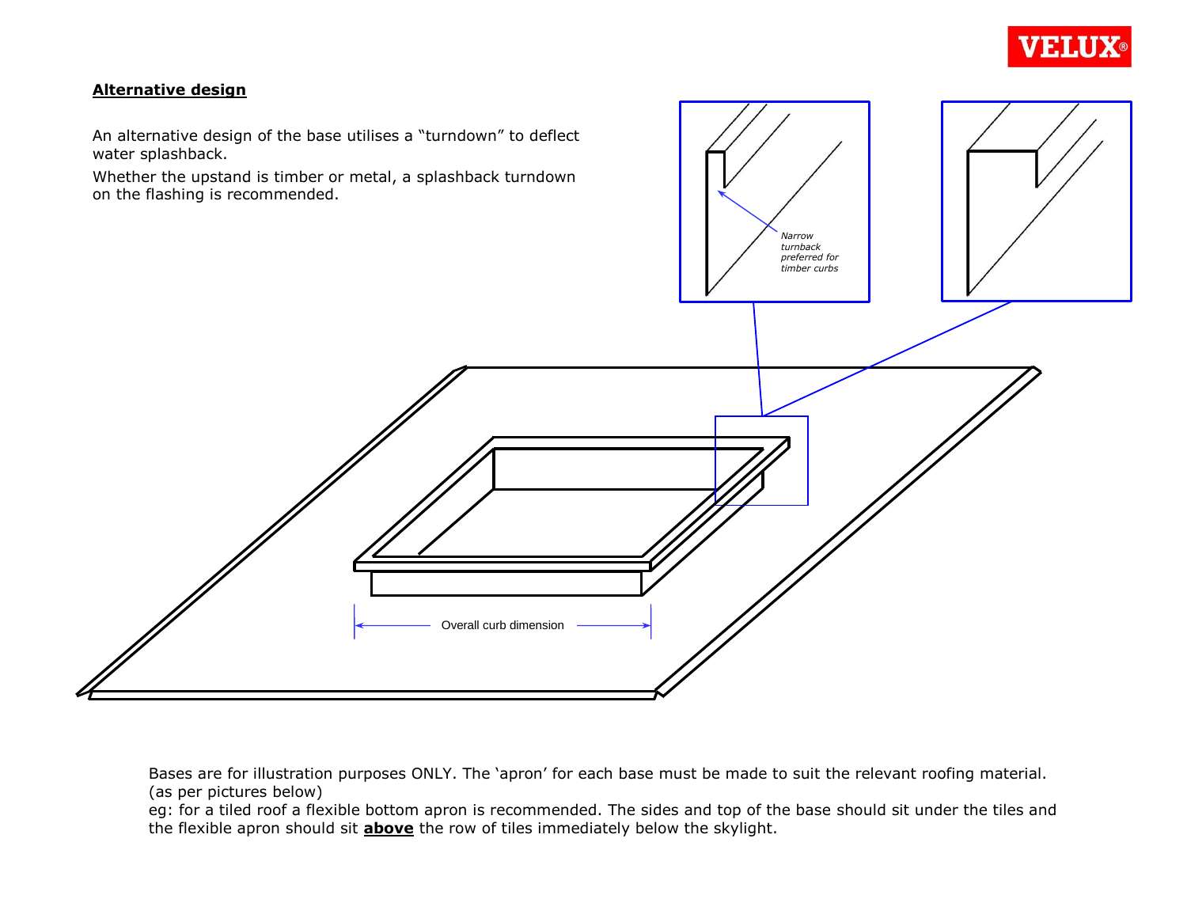**Alternative design**

An alternative design of the base utilises a "turndown" to deflect water splashback.

Whether the upstand is timber or metal, a splashback turndown on the flashing is recommended.

*Narrow turnback preferred for timber curbs*

Overall curb dimension

Bases are for illustration purposes ONLY. The 'apron' for each base must be made to suit the relevant roofing material. (as per pictures below)

eg: for a tiled roof a flexible bottom apron is recommended. The sides and top of the base should sit under the tiles and the flexible apron should sit **above** the row of tiles immediately below the skylight.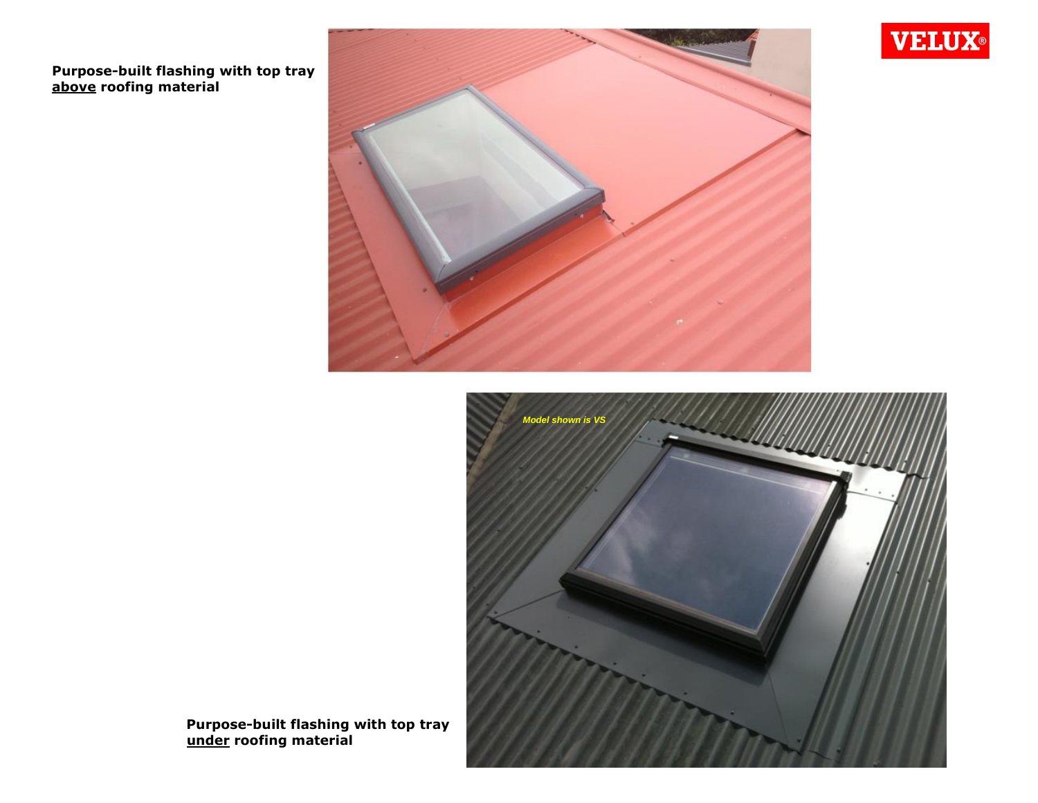**Purpose-built flashing with top tray above roofing material**

**Purpose-built flashing with top tray under roofing material**